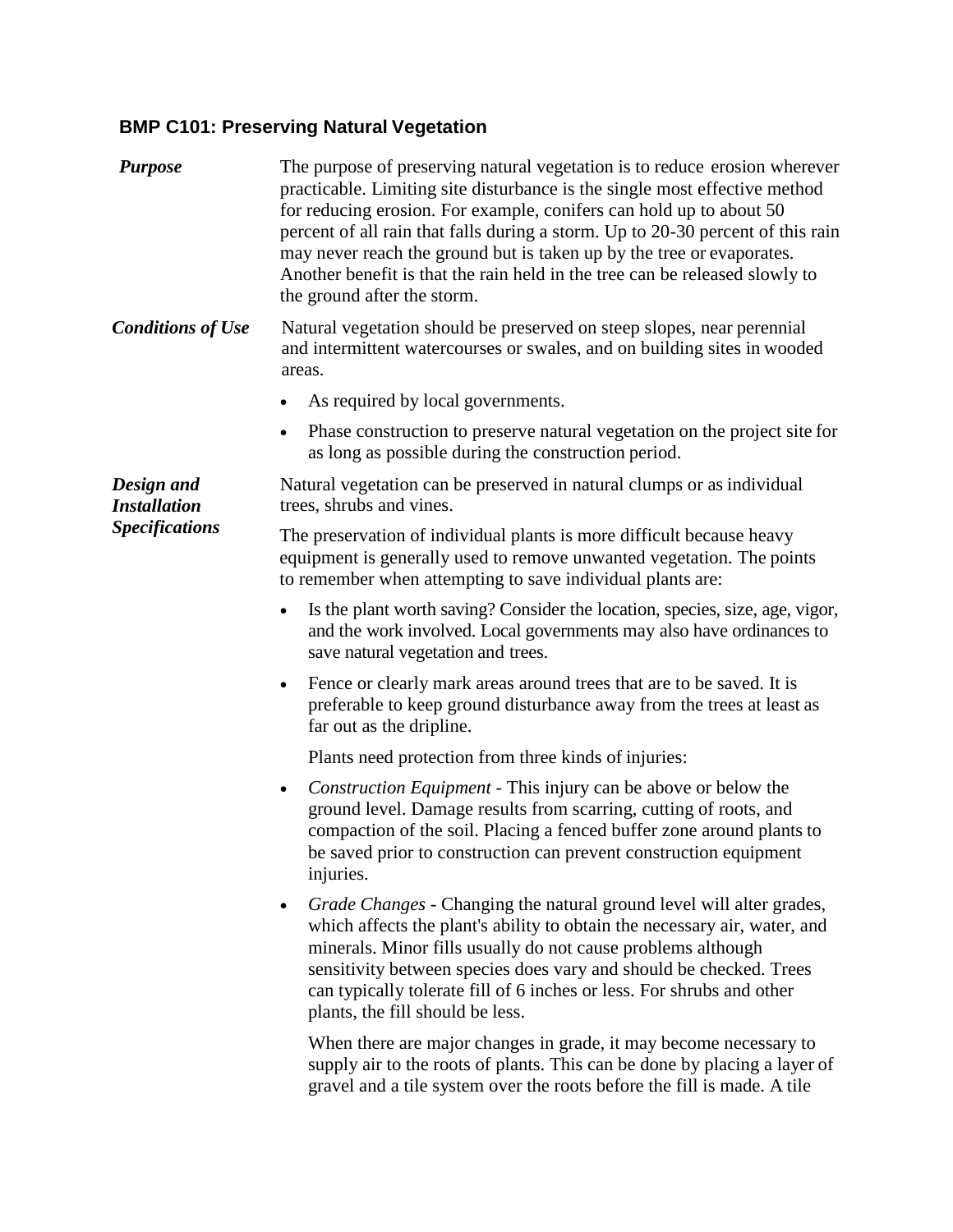## BMP C101: Preserving Natural Vegetation

***Purpose***

The purpose of preserving natural vegetation is to reduce erosion wherever practicable. Limiting site disturbance is the single most effective method for reducing erosion. For example, conifers can hold up to about 50 percent of all rain that falls during a storm. Up to 20-30 percent of this rain may never reach the ground but is taken up by the tree or evaporates. Another benefit is that the rain held in the tree can be released slowly to the ground after the storm.

***Conditions of Use***

Natural vegetation should be preserved on steep slopes, near perennial and intermittent watercourses or swales, and on building sites in wooded areas.

- As required by local governments.
- Phase construction to preserve natural vegetation on the project site for as long as possible during the construction period.

***Design and Installation Specifications***

Natural vegetation can be preserved in natural clumps or as individual trees, shrubs and vines.

The preservation of individual plants is more difficult because heavy equipment is generally used to remove unwanted vegetation. The points to remember when attempting to save individual plants are:

- Is the plant worth saving? Consider the location, species, size, age, vigor, and the work involved. Local governments may also have ordinances to save natural vegetation and trees.
- Fence or clearly mark areas around trees that are to be saved. It is preferable to keep ground disturbance away from the trees at least as far out as the dripline.

  Plants need protection from three kinds of injuries:

- *Construction Equipment* - This injury can be above or below the ground level. Damage results from scarring, cutting of roots, and compaction of the soil. Placing a fenced buffer zone around plants to be saved prior to construction can prevent construction equipment injuries.
- *Grade Changes* - Changing the natural ground level will alter grades, which affects the plant's ability to obtain the necessary air, water, and minerals. Minor fills usually do not cause problems although sensitivity between species does vary and should be checked. Trees can typically tolerate fill of 6 inches or less. For shrubs and other plants, the fill should be less.

  When there are major changes in grade, it may become necessary to supply air to the roots of plants. This can be done by placing a layer of gravel and a tile system over the roots before the fill is made. A tile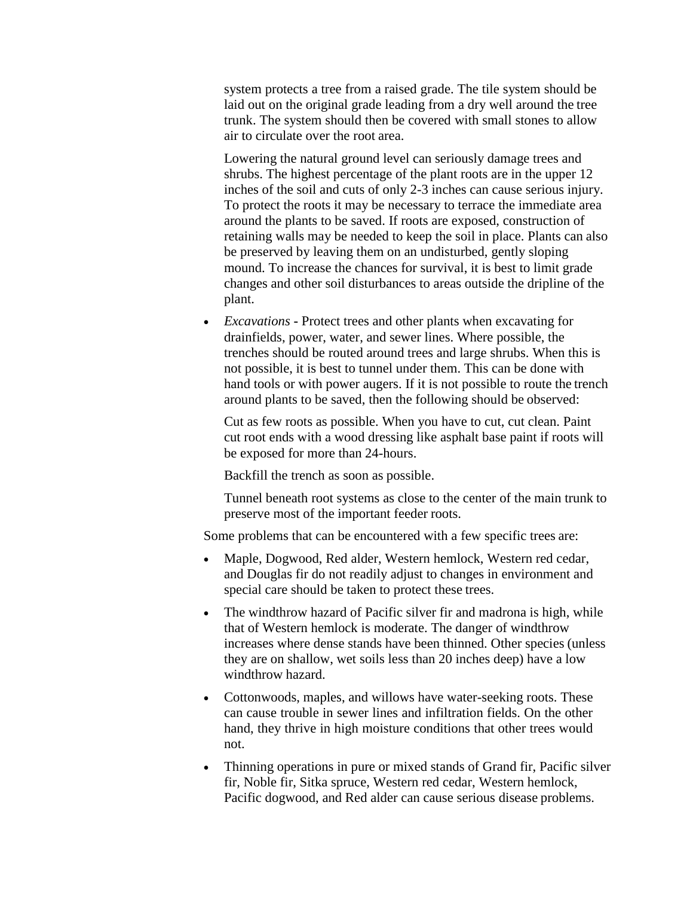system protects a tree from a raised grade. The tile system should be laid out on the original grade leading from a dry well around the tree trunk. The system should then be covered with small stones to allow air to circulate over the root area.

Lowering the natural ground level can seriously damage trees and shrubs. The highest percentage of the plant roots are in the upper 12 inches of the soil and cuts of only 2-3 inches can cause serious injury. To protect the roots it may be necessary to terrace the immediate area around the plants to be saved. If roots are exposed, construction of retaining walls may be needed to keep the soil in place. Plants can also be preserved by leaving them on an undisturbed, gently sloping mound. To increase the chances for survival, it is best to limit grade changes and other soil disturbances to areas outside the dripline of the plant.

- *Excavations* - Protect trees and other plants when excavating for drainfields, power, water, and sewer lines. Where possible, the trenches should be routed around trees and large shrubs. When this is not possible, it is best to tunnel under them. This can be done with hand tools or with power augers. If it is not possible to route the trench around plants to be saved, then the following should be observed:

  Cut as few roots as possible. When you have to cut, cut clean. Paint cut root ends with a wood dressing like asphalt base paint if roots will be exposed for more than 24-hours.

  Backfill the trench as soon as possible.

  Tunnel beneath root systems as close to the center of the main trunk to preserve most of the important feeder roots.

Some problems that can be encountered with a few specific trees are:

- Maple, Dogwood, Red alder, Western hemlock, Western red cedar, and Douglas fir do not readily adjust to changes in environment and special care should be taken to protect these trees.
- The windthrow hazard of Pacific silver fir and madrona is high, while that of Western hemlock is moderate. The danger of windthrow increases where dense stands have been thinned. Other species (unless they are on shallow, wet soils less than 20 inches deep) have a low windthrow hazard.
- Cottonwoods, maples, and willows have water-seeking roots. These can cause trouble in sewer lines and infiltration fields. On the other hand, they thrive in high moisture conditions that other trees would not.
- Thinning operations in pure or mixed stands of Grand fir, Pacific silver fir, Noble fir, Sitka spruce, Western red cedar, Western hemlock, Pacific dogwood, and Red alder can cause serious disease problems.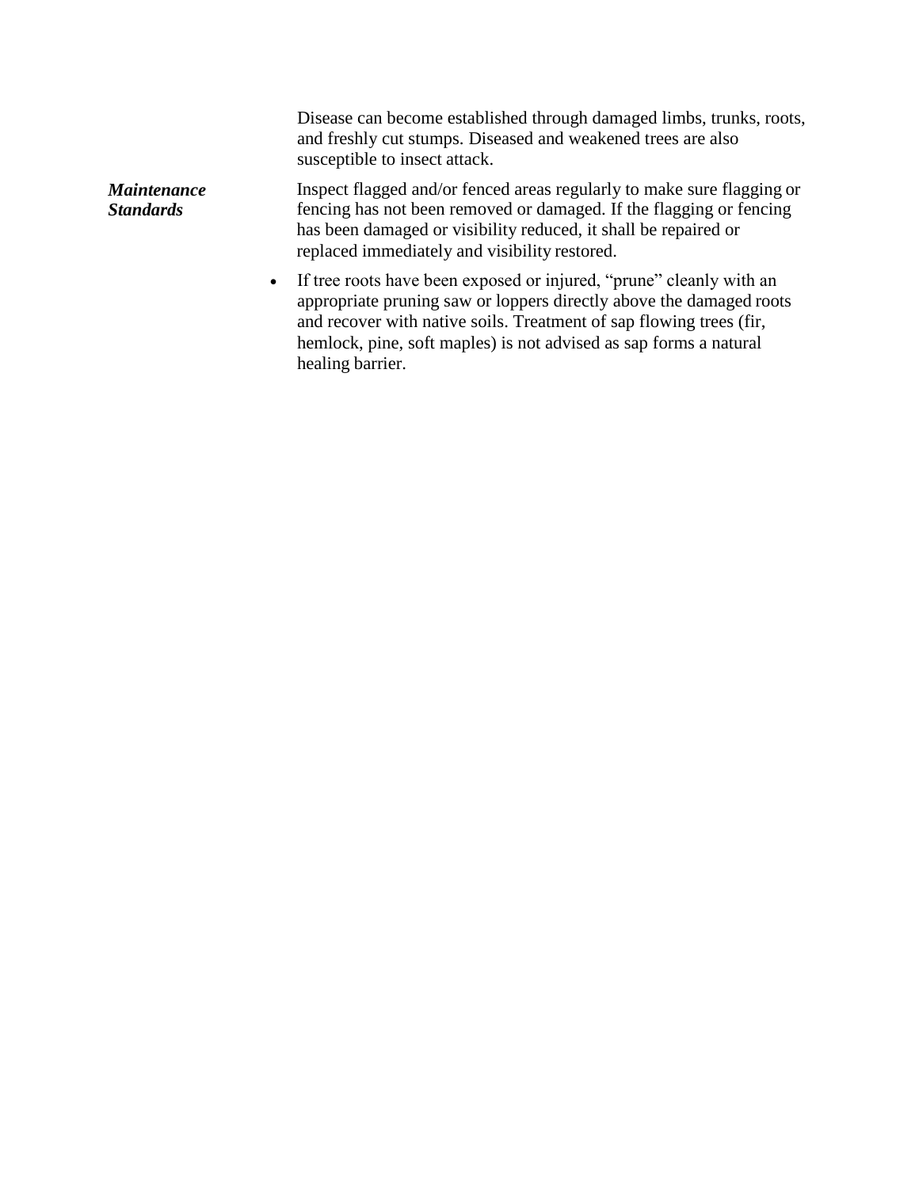Disease can become established through damaged limbs, trunks, roots, and freshly cut stumps. Diseased and weakened trees are also susceptible to insect attack.

***Maintenance Standards***

Inspect flagged and/or fenced areas regularly to make sure flagging or fencing has not been removed or damaged. If the flagging or fencing has been damaged or visibility reduced, it shall be repaired or replaced immediately and visibility restored.

- If tree roots have been exposed or injured, "prune" cleanly with an appropriate pruning saw or loppers directly above the damaged roots and recover with native soils. Treatment of sap flowing trees (fir, hemlock, pine, soft maples) is not advised as sap forms a natural healing barrier.